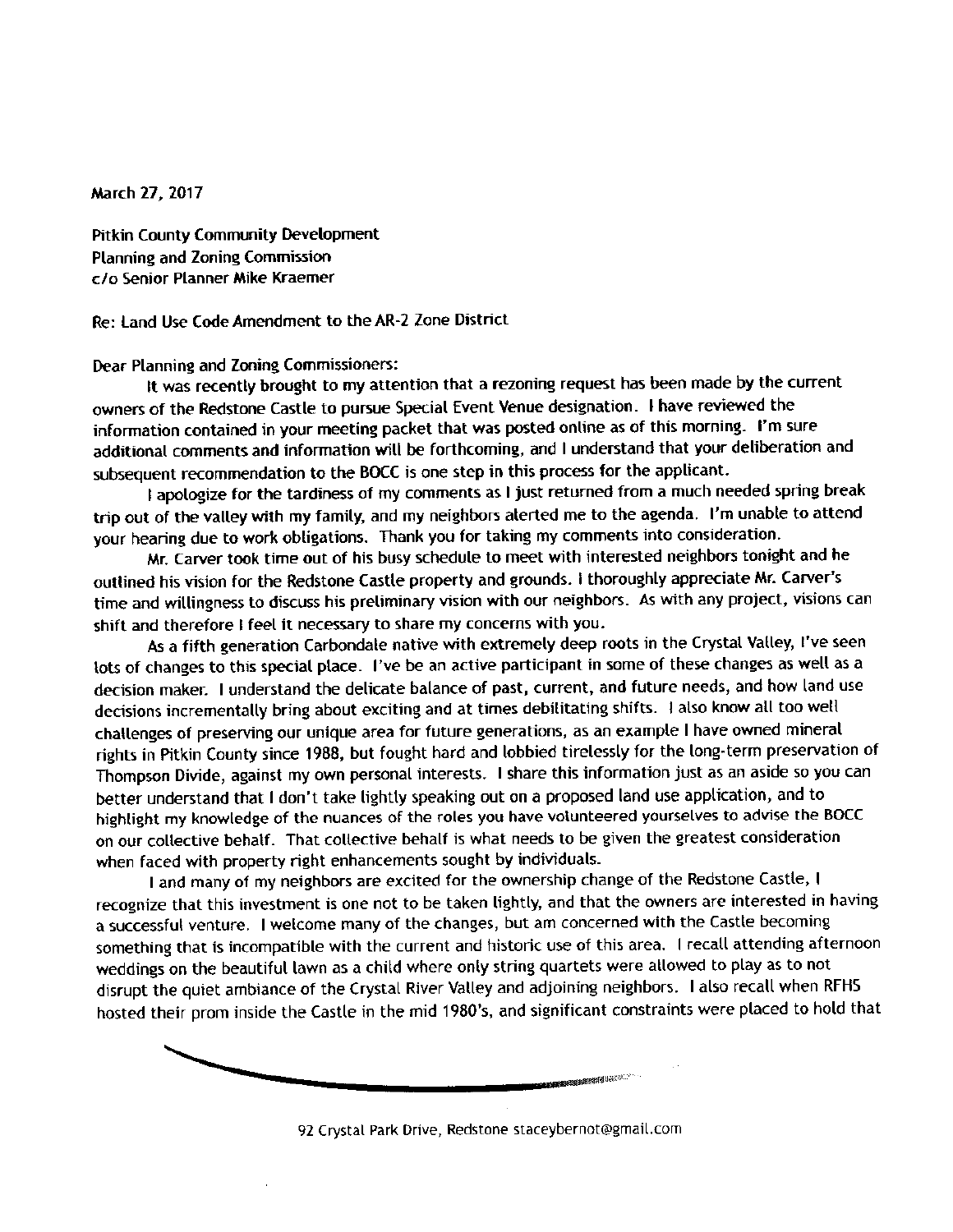March 27, 2017

Pitkin County Community Development
Planning and Zoning Commission
c/o Senior Planner Mike Kraemer

Re: Land Use Code Amendment to the AR-2 Zone District

Dear Planning and Zoning Commissioners:

It was recently brought to my attention that a rezoning request has been made by the current owners of the Redstone Castle to pursue Special Event Venue designation. I have reviewed the information contained in your meeting packet that was posted online as of this morning. I'm sure additional comments and information will be forthcoming, and I understand that your deliberation and subsequent recommendation to the BOCC is one step in this process for the applicant.

I apologize for the tardiness of my comments as I just returned from a much needed spring break trip out of the valley with my family, and my neighbors alerted me to the agenda. I'm unable to attend your hearing due to work obligations. Thank you for taking my comments into consideration.

Mr. Carver took time out of his busy schedule to meet with interested neighbors tonight and he outlined his vision for the Redstone Castle property and grounds. I thoroughly appreciate Mr. Carver's time and willingness to discuss his preliminary vision with our neighbors. As with any project, visions can shift and therefore I feel it necessary to share my concerns with you.

As a fifth generation Carbondale native with extremely deep roots in the Crystal Valley, I've seen lots of changes to this special place. I've be an active participant in some of these changes as well as a decision maker. I understand the delicate balance of past, current, and future needs, and how land use decisions incrementally bring about exciting and at times debilitating shifts. I also know all too well challenges of preserving our unique area for future generations, as an example I have owned mineral rights in Pitkin County since 1988, but fought hard and lobbied tirelessly for the long-term preservation of Thompson Divide, against my own personal interests. I share this information just as an aside so you can better understand that I don't take lightly speaking out on a proposed land use application, and to highlight my knowledge of the nuances of the roles you have volunteered yourselves to advise the BOCC on our collective behalf. That collective behalf is what needs to be given the greatest consideration when faced with property right enhancements sought by individuals.

I and many of my neighbors are excited for the ownership change of the Redstone Castle, I recognize that this investment is one not to be taken lightly, and that the owners are interested in having a successful venture. I welcome many of the changes, but am concerned with the Castle becoming something that is incompatible with the current and historic use of this area. I recall attending afternoon weddings on the beautiful lawn as a child where only string quartets were allowed to play as to not disrupt the quiet ambiance of the Crystal River Valley and adjoining neighbors. I also recall when RFHS hosted their prom inside the Castle in the mid 1980's, and significant constraints were placed to hold that

92 Crystal Park Drive, Redstone staceybernot@gmail.com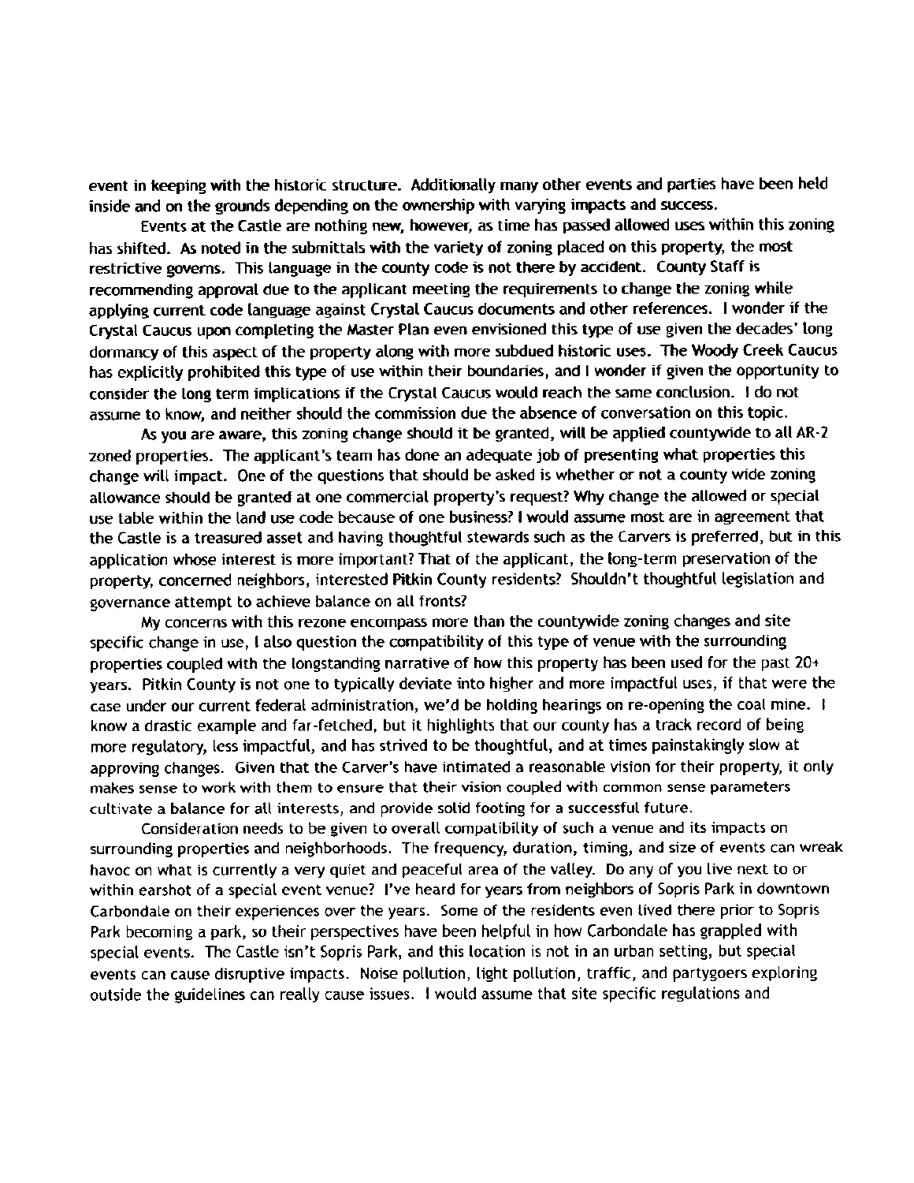event in keeping with the historic structure. Additionally many other events and parties have been held inside and on the grounds depending on the ownership with varying impacts and success.

Events at the Castle are nothing new, however, as time has passed allowed uses within this zoning has shifted. As noted in the submittals with the variety of zoning placed on this property, the most restrictive governs. This language in the county code is not there by accident. County Staff is recommending approval due to the applicant meeting the requirements to change the zoning while applying current code language against Crystal Caucus documents and other references. I wonder if the Crystal Caucus upon completing the Master Plan even envisioned this type of use given the decades' long dormancy of this aspect of the property along with more subdued historic uses. The Woody Creek Caucus has explicitly prohibited this type of use within their boundaries, and I wonder if given the opportunity to consider the long term implications if the Crystal Caucus would reach the same conclusion. I do not assume to know, and neither should the commission due the absence of conversation on this topic.

As you are aware, this zoning change should it be granted, will be applied countywide to all AR-2 zoned properties. The applicant's team has done an adequate job of presenting what properties this change will impact. One of the questions that should be asked is whether or not a county wide zoning allowance should be granted at one commercial property's request? Why change the allowed or special use table within the land use code because of one business? I would assume most are in agreement that the Castle is a treasured asset and having thoughtful stewards such as the Carvers is preferred, but in this application whose interest is more important? That of the applicant, the long-term preservation of the property, concerned neighbors, interested Pitkin County residents? Shouldn't thoughtful legislation and governance attempt to achieve balance on all fronts?

My concerns with this rezone encompass more than the countywide zoning changes and site specific change in use, I also question the compatibility of this type of venue with the surrounding properties coupled with the longstanding narrative of how this property has been used for the past 20+ years. Pitkin County is not one to typically deviate into higher and more impactful uses, if that were the case under our current federal administration, we'd be holding hearings on re-opening the coal mine. I know a drastic example and far-fetched, but it highlights that our county has a track record of being more regulatory, less impactful, and has strived to be thoughtful, and at times painstakingly slow at approving changes. Given that the Carver's have intimated a reasonable vision for their property, it only makes sense to work with them to ensure that their vision coupled with common sense parameters cultivate a balance for all interests, and provide solid footing for a successful future.

Consideration needs to be given to overall compatibility of such a venue and its impacts on surrounding properties and neighborhoods. The frequency, duration, timing, and size of events can wreak havoc on what is currently a very quiet and peaceful area of the valley. Do any of you live next to or within earshot of a special event venue? I've heard for years from neighbors of Sopris Park in downtown Carbondale on their experiences over the years. Some of the residents even lived there prior to Sopris Park becoming a park, so their perspectives have been helpful in how Carbondale has grappled with special events. The Castle isn't Sopris Park, and this location is not in an urban setting, but special events can cause disruptive impacts. Noise pollution, light pollution, traffic, and partygoers exploring outside the guidelines can really cause issues. I would assume that site specific regulations and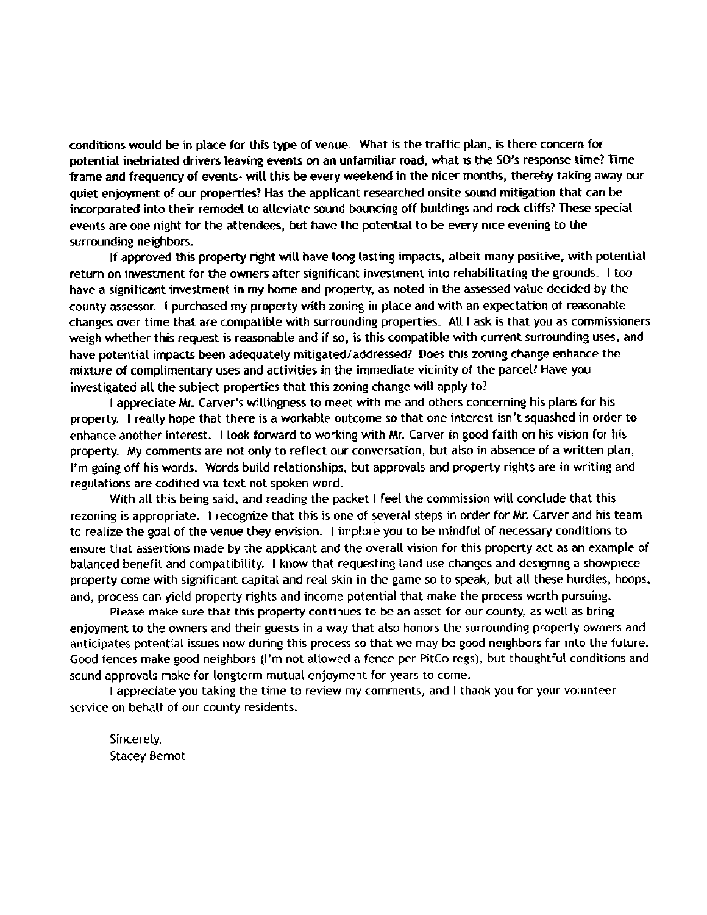conditions would be in place for this type of venue. What is the traffic plan, is there concern for potential inebriated drivers leaving events on an unfamiliar road, what is the SO's response time? Time frame and frequency of events- will this be every weekend in the nicer months, thereby taking away our quiet enjoyment of our properties? Has the applicant researched onsite sound mitigation that can be incorporated into their remodel to alleviate sound bouncing off buildings and rock cliffs? These special events are one night for the attendees, but have the potential to be every nice evening to the surrounding neighbors.

If approved this property right will have long lasting impacts, albeit many positive, with potential return on investment for the owners after significant investment into rehabilitating the grounds. I too have a significant investment in my home and property, as noted in the assessed value decided by the county assessor. I purchased my property with zoning in place and with an expectation of reasonable changes over time that are compatible with surrounding properties. All I ask is that you as commissioners weigh whether this request is reasonable and if so, is this compatible with current surrounding uses, and have potential impacts been adequately mitigated/addressed? Does this zoning change enhance the mixture of complimentary uses and activities in the immediate vicinity of the parcel? Have you investigated all the subject properties that this zoning change will apply to?

I appreciate Mr. Carver's willingness to meet with me and others concerning his plans for his property. I really hope that there is a workable outcome so that one interest isn't squashed in order to enhance another interest. I look forward to working with Mr. Carver in good faith on his vision for his property. My comments are not only to reflect our conversation, but also in absence of a written plan, I'm going off his words. Words build relationships, but approvals and property rights are in writing and regulations are codified via text not spoken word.

With all this being said, and reading the packet I feel the commission will conclude that this rezoning is appropriate. I recognize that this is one of several steps in order for Mr. Carver and his team to realize the goal of the venue they envision. I implore you to be mindful of necessary conditions to ensure that assertions made by the applicant and the overall vision for this property act as an example of balanced benefit and compatibility. I know that requesting land use changes and designing a showpiece property come with significant capital and real skin in the game so to speak, but all these hurdles, hoops, and, process can yield property rights and income potential that make the process worth pursuing.

Please make sure that this property continues to be an asset for our county, as well as bring enjoyment to the owners and their guests in a way that also honors the surrounding property owners and anticipates potential issues now during this process so that we may be good neighbors far into the future. Good fences make good neighbors (I'm not allowed a fence per PitCo regs), but thoughtful conditions and sound approvals make for longterm mutual enjoyment for years to come.

I appreciate you taking the time to review my comments, and I thank you for your volunteer service on behalf of our county residents.

Sincerely,
Stacey Bernot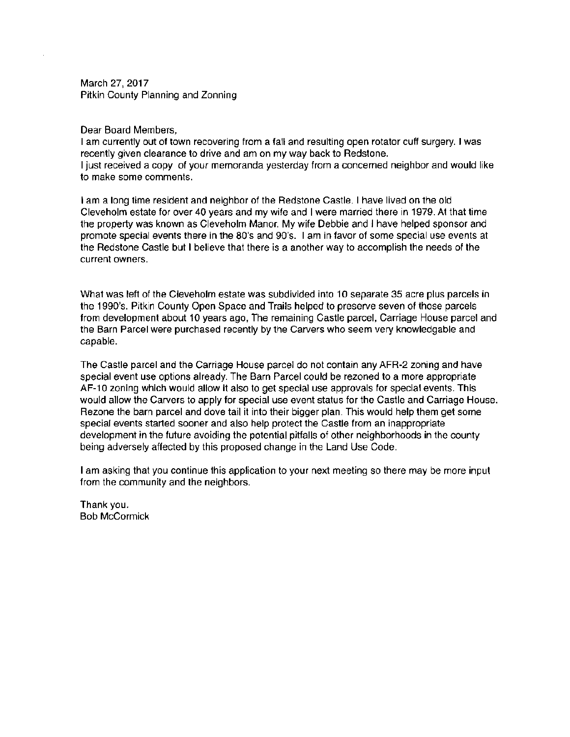March 27, 2017
Pitkin County Planning and Zonning

Dear Board Members,
I am currently out of town recovering from a fall and resulting open rotator cuff surgery. I was recently given clearance to drive and am on my way back to Redstone.
I just received a copy of your memoranda yesterday from a concerned neighbor and would like to make some comments.

I am a long time resident and neighbor of the Redstone Castle. I have lived on the old Cleveholm estate for over 40 years and my wife and I were married there in 1979. At that time the property was known as Cleveholm Manor. My wife Debbie and I have helped sponsor and promote special events there in the 80's and 90's. I am in favor of some special use events at the Redstone Castle but I believe that there is a another way to accomplish the needs of the current owners.

What was left of the Cleveholm estate was subdivided into 10 separate 35 acre plus parcels in the 1990's. Pitkin County Open Space and Trails helped to preserve seven of those parcels from development about 10 years ago, The remaining Castle parcel, Carriage House parcel and the Barn Parcel were purchased recently by the Carvers who seem very knowledgable and capable.

The Castle parcel and the Carriage House parcel do not contain any AFR-2 zoning and have special event use options already. The Barn Parcel could be rezoned to a more appropriate AF-10 zoning which would allow it also to get special use approvals for special events. This would allow the Carvers to apply for special use event status for the Castle and Carriage House. Rezone the barn parcel and dove tail it into their bigger plan. This would help them get some special events started sooner and also help protect the Castle from an inappropriate development in the future avoiding the potential pitfalls of other neighborhoods in the county being adversely affected by this proposed change in the Land Use Code.

I am asking that you continue this application to your next meeting so there may be more input from the community and the neighbors.

Thank you.
Bob McCormick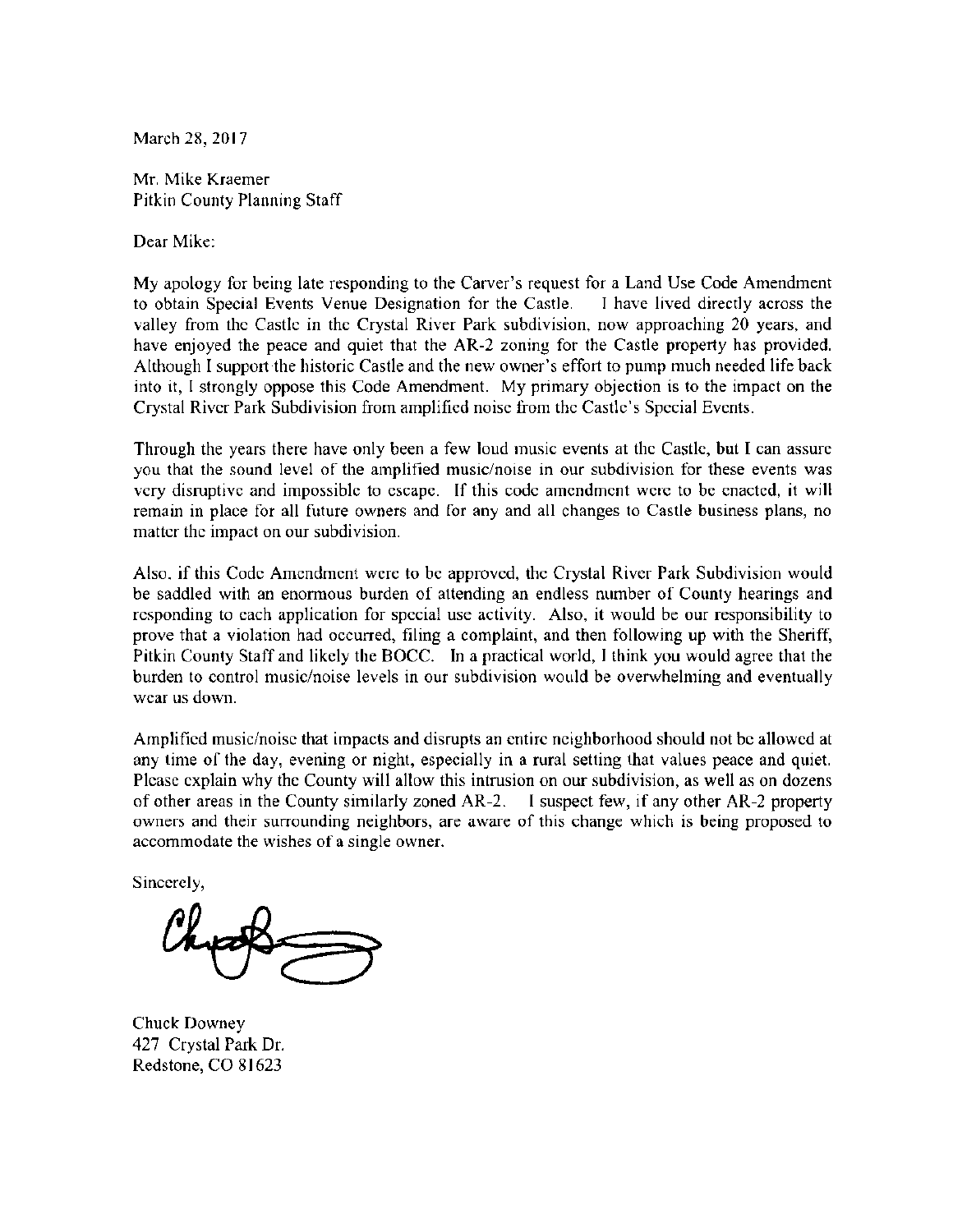March 28, 2017

Mr. Mike Kraemer
Pitkin County Planning Staff

Dear Mike:

My apology for being late responding to the Carver's request for a Land Use Code Amendment to obtain Special Events Venue Designation for the Castle. I have lived directly across the valley from the Castle in the Crystal River Park subdivision, now approaching 20 years, and have enjoyed the peace and quiet that the AR-2 zoning for the Castle property has provided. Although I support the historic Castle and the new owner's effort to pump much needed life back into it, I strongly oppose this Code Amendment. My primary objection is to the impact on the Crystal River Park Subdivision from amplified noise from the Castle's Special Events.

Through the years there have only been a few loud music events at the Castle, but I can assure you that the sound level of the amplified music/noise in our subdivision for these events was very disruptive and impossible to escape. If this code amendment were to be enacted, it will remain in place for all future owners and for any and all changes to Castle business plans, no matter the impact on our subdivision.

Also, if this Code Amendment were to be approved, the Crystal River Park Subdivision would be saddled with an enormous burden of attending an endless number of County hearings and responding to each application for special use activity. Also, it would be our responsibility to prove that a violation had occurred, filing a complaint, and then following up with the Sheriff, Pitkin County Staff and likely the BOCC. In a practical world, I think you would agree that the burden to control music/noise levels in our subdivision would be overwhelming and eventually wear us down.

Amplified music/noise that impacts and disrupts an entire neighborhood should not be allowed at any time of the day, evening or night, especially in a rural setting that values peace and quiet. Please explain why the County will allow this intrusion on our subdivision, as well as on dozens of other areas in the County similarly zoned AR-2. I suspect few, if any other AR-2 property owners and their surrounding neighbors, are aware of this change which is being proposed to accommodate the wishes of a single owner.

Sincerely,

Chuck Downey
427 Crystal Park Dr.
Redstone, CO 81623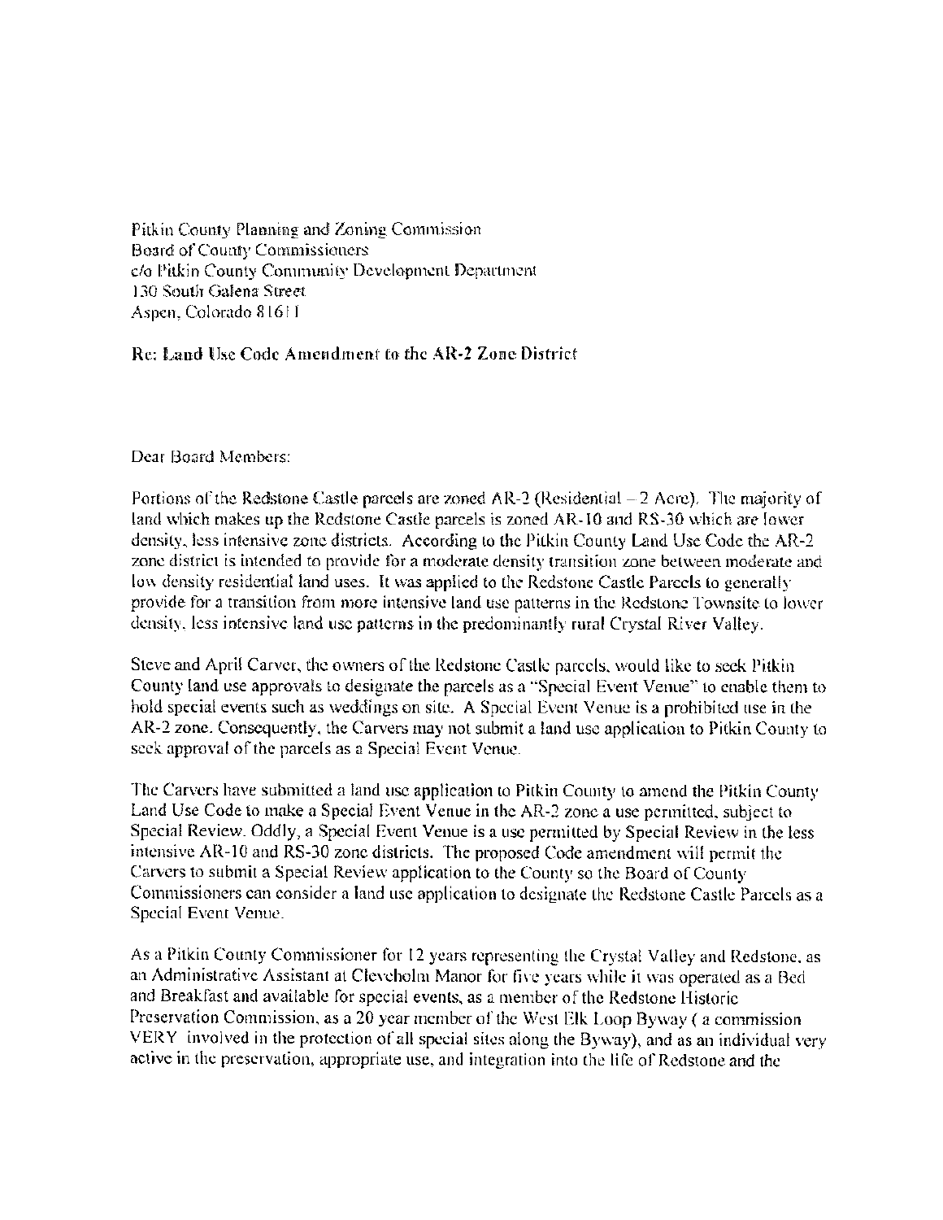Pitkin County Planning and Zoning Commission
Board of County Commissioners
c/o Pitkin County Community Development Department
130 South Galena Street
Aspen, Colorado 81611

**Re: Land Use Code Amendment to the AR-2 Zone District**

Dear Board Members:

Portions of the Redstone Castle parcels are zoned AR-2 (Residential – 2 Acre). The majority of land which makes up the Redstone Castle parcels is zoned AR-10 and RS-30 which are lower density, less intensive zone districts. According to the Pitkin County Land Use Code the AR-2 zone district is intended to provide for a moderate density transition zone between moderate and low density residential land uses. It was applied to the Redstone Castle Parcels to generally provide for a transition from more intensive land use patterns in the Redstone Townsite to lower density, less intensive land use patterns in the predominantly rural Crystal River Valley.

Steve and April Carver, the owners of the Redstone Castle parcels, would like to seek Pitkin County land use approvals to designate the parcels as a "Special Event Venue" to enable them to hold special events such as weddings on site. A Special Event Venue is a prohibited use in the AR-2 zone. Consequently, the Carvers may not submit a land use application to Pitkin County to seek approval of the parcels as a Special Event Venue.

The Carvers have submitted a land use application to Pitkin County to amend the Pitkin County Land Use Code to make a Special Event Venue in the AR-2 zone a use permitted, subject to Special Review. Oddly, a Special Event Venue is a use permitted by Special Review in the less intensive AR-10 and RS-30 zone districts. The proposed Code amendment will permit the Carvers to submit a Special Review application to the County so the Board of County Commissioners can consider a land use application to designate the Redstone Castle Parcels as a Special Event Venue.

As a Pitkin County Commissioner for 12 years representing the Crystal Valley and Redstone, as an Administrative Assistant at Cleveholm Manor for five years while it was operated as a Bed and Breakfast and available for special events, as a member of the Redstone Historic Preservation Commission, as a 20 year member of the West Elk Loop Byway ( a commission VERY involved in the protection of all special sites along the Byway), and as an individual very active in the preservation, appropriate use, and integration into the life of Redstone and the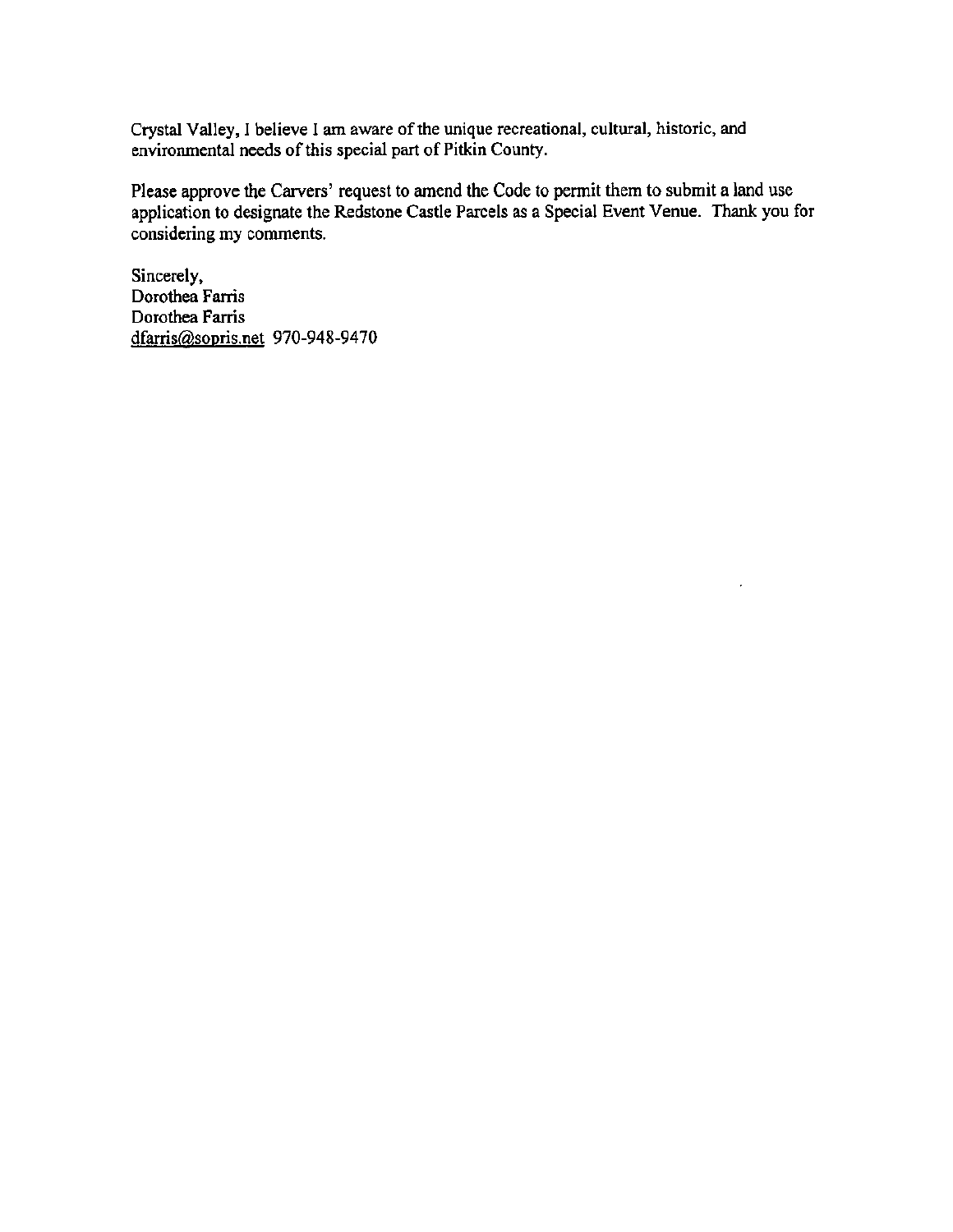Crystal Valley, I believe I am aware of the unique recreational, cultural, historic, and environmental needs of this special part of Pitkin County.

Please approve the Carvers' request to amend the Code to permit them to submit a land use application to designate the Redstone Castle Parcels as a Special Event Venue. Thank you for considering my comments.

Sincerely,
Dorothea Farris
Dorothea Farris
dfarris@sopris.net 970-948-9470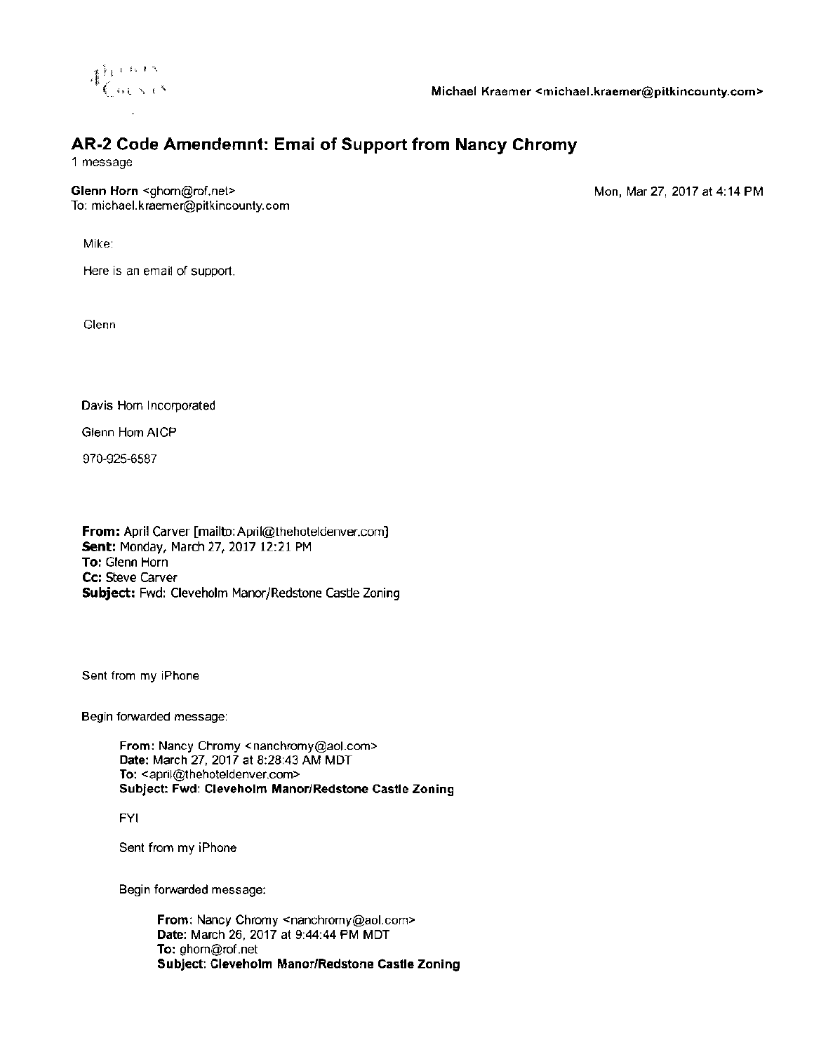Michael Kraemer <michael.kraemer@pitkincounty.com>

# AR-2 Code Amendemnt: Emai of Support from Nancy Chromy

1 message

**Glenn Horn** <ghorn@rof.net> — Mon, Mar 27, 2017 at 4:14 PM
To: michael.kraemer@pitkincounty.com

Mike:

Here is an email of support.

Glenn

Davis Horn Incorporated

Glenn Horn AICP

970-925-6587

**From:** April Carver [mailto:April@thehoteldenver.com]
**Sent:** Monday, March 27, 2017 12:21 PM
**To:** Glenn Horn
**Cc:** Steve Carver
**Subject:** Fwd: Cleveholm Manor/Redstone Castle Zoning

Sent from my iPhone

Begin forwarded message:

> **From:** Nancy Chromy <nanchromy@aol.com>
> **Date:** March 27, 2017 at 8:28:43 AM MDT
> **To:** <april@thehoteldenver.com>
> **Subject: Fwd: Cleveholm Manor/Redstone Castle Zoning**
>
> FYI
>
> Sent from my iPhone
>
> Begin forwarded message:
>
> > **From:** Nancy Chromy <nanchromy@aol.com>
> > **Date:** March 26, 2017 at 9:44:44 PM MDT
> > **To:** ghorn@rof.net
> > **Subject: Cleveholm Manor/Redstone Castle Zoning**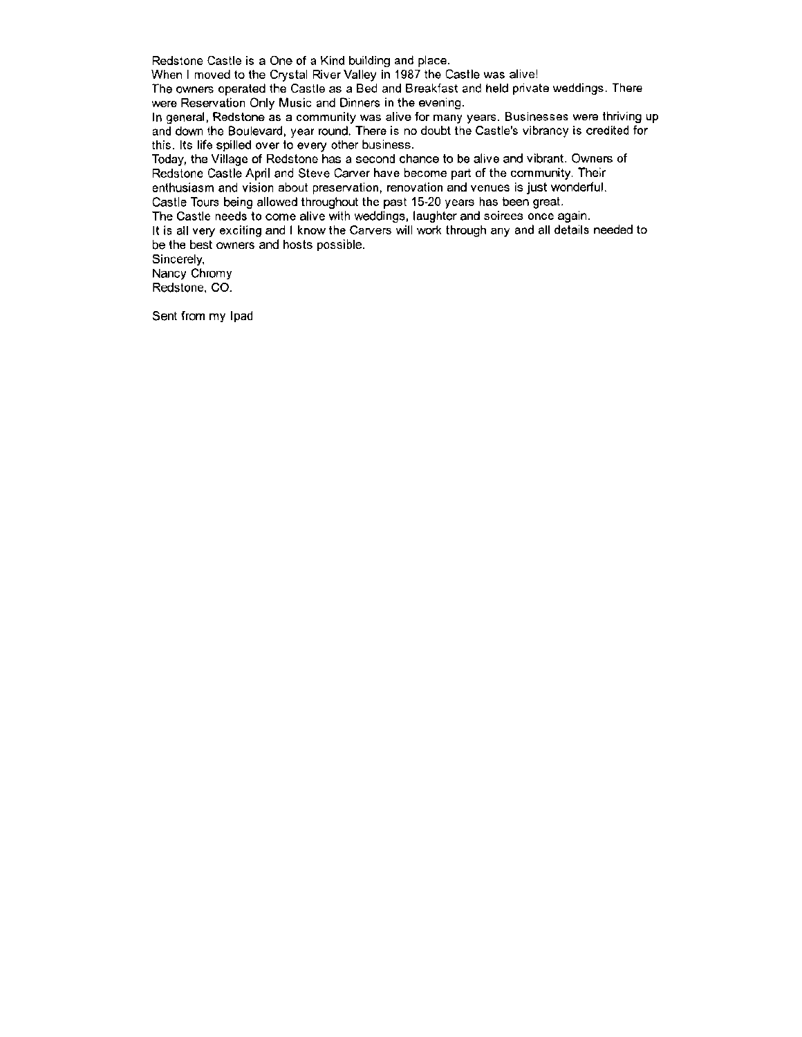Redstone Castle is a One of a Kind building and place.
When I moved to the Crystal River Valley in 1987 the Castle was alive!
The owners operated the Castle as a Bed and Breakfast and held private weddings. There were Reservation Only Music and Dinners in the evening.
In general, Redstone as a community was alive for many years. Businesses were thriving up and down the Boulevard, year round. There is no doubt the Castle's vibrancy is credited for this. Its life spilled over to every other business.
Today, the Village of Redstone has a second chance to be alive and vibrant. Owners of Redstone Castle April and Steve Carver have become part of the community. Their enthusiasm and vision about preservation, renovation and venues is just wonderful.
Castle Tours being allowed throughout the past 15-20 years has been great.
The Castle needs to come alive with weddings, laughter and soirees once again.
It is all very exciting and I know the Carvers will work through any and all details needed to be the best owners and hosts possible.
Sincerely,
Nancy Chromy
Redstone, CO.

Sent from my Ipad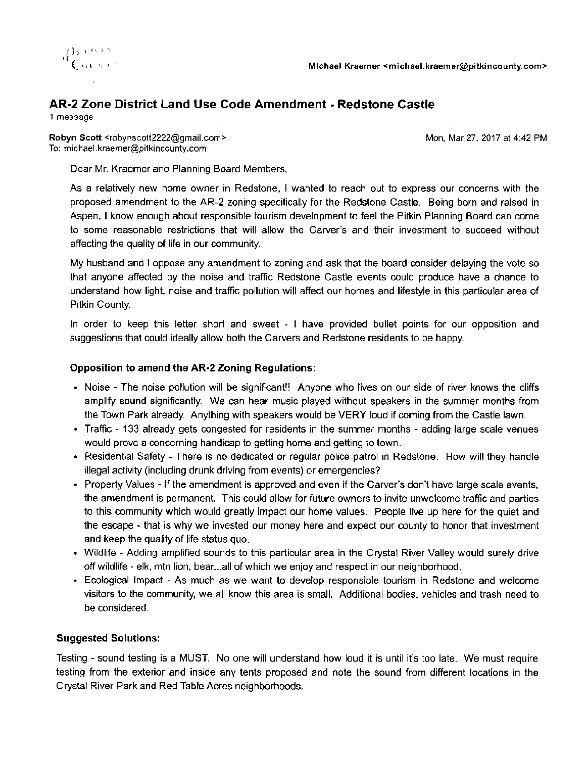Michael Kraemer <michael.kraemer@pitkincounty.com>

## AR-2 Zone District Land Use Code Amendment - Redstone Castle

1 message

**Robyn Scott** <robynscott2222@gmail.com> Mon, Mar 27, 2017 at 4:42 PM
To: michael.kraemer@pitkincounty.com

Dear Mr. Kraemer and Planning Board Members,

As a relatively new home owner in Redstone, I wanted to reach out to express our concerns with the proposed amendment to the AR-2 zoning specifically for the Redstone Castle. Being born and raised in Aspen, I know enough about responsible tourism development to feel the Pitkin Planning Board can come to some reasonable restrictions that will allow the Carver's and their investment to succeed without affecting the quality of life in our community.

My husband and I oppose any amendment to zoning and ask that the board consider delaying the vote so that anyone affected by the noise and traffic Redstone Castle events could produce have a chance to understand how light, noise and traffic pollution will affect our homes and lifestyle in this particular area of Pitkin County.

In order to keep this letter short and sweet - I have provided bullet points for our opposition and suggestions that could ideally allow both the Carvers and Redstone residents to be happy.

**Opposition to amend the AR-2 Zoning Regulations:**

- Noise - The noise pollution will be significant!! Anyone who lives on our side of river knows the cliffs amplify sound significantly. We can hear music played without speakers in the summer months from the Town Park already. Anything with speakers would be VERY loud if coming from the Castle lawn.
- Traffic - 133 already gets congested for residents in the summer months - adding large scale venues would prove a concerning handicap to getting home and getting to town.
- Residential Safety - There is no dedicated or regular police patrol in Redstone. How will they handle illegal activity (including drunk driving from events) or emergencies?
- Property Values - If the amendment is approved and even if the Carver's don't have large scale events, the amendment is permanent. This could allow for future owners to invite unwelcome traffic and parties to this community which would greatly impact our home values. People live up here for the quiet and the escape - that is why we invested our money here and expect our county to honor that investment and keep the quality of life status quo.
- Wildlife - Adding amplified sounds to this particular area in the Crystal River Valley would surely drive off wildlife - elk, mtn lion, bear...all of which we enjoy and respect in our neighborhood.
- Ecological Impact - As much as we want to develop responsible tourism in Redstone and welcome visitors to the community, we all know this area is small. Additional bodies, vehicles and trash need to be considered.

**Suggested Solutions:**

Testing - sound testing is a MUST. No one will understand how loud it is until it's too late. We must require testing from the exterior and inside any tents proposed and note the sound from different locations in the Crystal River Park and Red Table Acres neighborhoods.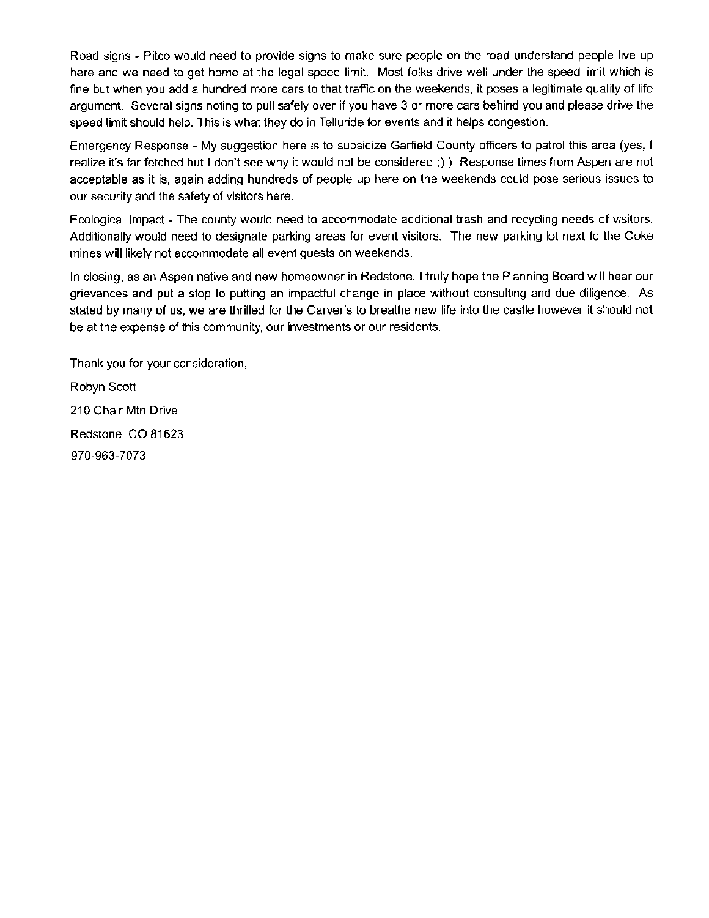Road signs - Pitco would need to provide signs to make sure people on the road understand people live up here and we need to get home at the legal speed limit. Most folks drive well under the speed limit which is fine but when you add a hundred more cars to that traffic on the weekends, it poses a legitimate quality of life argument. Several signs noting to pull safely over if you have 3 or more cars behind you and please drive the speed limit should help. This is what they do in Telluride for events and it helps congestion.

Emergency Response - My suggestion here is to subsidize Garfield County officers to patrol this area (yes, I realize it's far fetched but I don't see why it would not be considered ;) ) Response times from Aspen are not acceptable as it is, again adding hundreds of people up here on the weekends could pose serious issues to our security and the safety of visitors here.

Ecological Impact - The county would need to accommodate additional trash and recycling needs of visitors. Additionally would need to designate parking areas for event visitors. The new parking lot next to the Coke mines will likely not accommodate all event guests on weekends.

In closing, as an Aspen native and new homeowner in Redstone, I truly hope the Planning Board will hear our grievances and put a stop to putting an impactful change in place without consulting and due diligence. As stated by many of us, we are thrilled for the Carver's to breathe new life into the castle however it should not be at the expense of this community, our investments or our residents.

Thank you for your consideration,

Robyn Scott

210 Chair Mtn Drive

Redstone, CO 81623

970-963-7073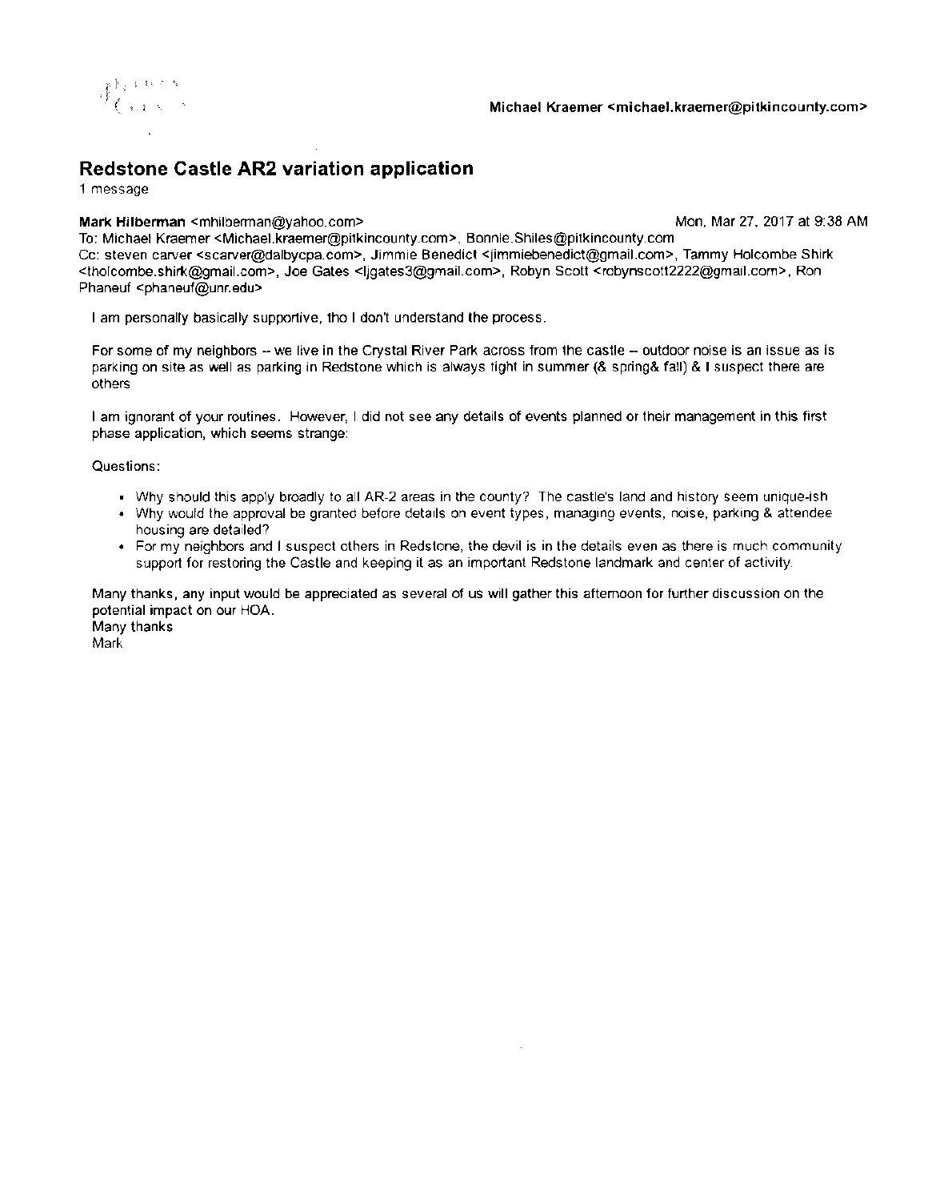Michael Kraemer <michael.kraemer@pitkincounty.com>

# Redstone Castle AR2 variation application

1 message

**Mark Hilberman** <mhilberman@yahoo.com> Mon, Mar 27, 2017 at 9:38 AM
To: Michael Kraemer <Michael.kraemer@pitkincounty.com>, Bonnie.Shiles@pitkincounty.com
Cc: steven carver <scarver@dalbycpa.com>, Jimmie Benedict <jimmiebenedict@gmail.com>, Tammy Holcombe Shirk <tholcombe.shirk@gmail.com>, Joe Gates <ljgates3@gmail.com>, Robyn Scott <robynscott2222@gmail.com>, Ron Phaneuf <phaneuf@unr.edu>

I am personally basically supportive, tho I don't understand the process.

For some of my neighbors -- we live in the Crystal River Park across from the castle -- outdoor noise is an issue as is parking on site as well as parking in Redstone which is always tight in summer (& spring& fall) & I suspect there are others

I am ignorant of your routines. However, I did not see any details of events planned or their management in this first phase application, which seems strange:

Questions:

- Why should this apply broadly to all AR-2 areas in the county? The castle's land and history seem unique-ish
- Why would the approval be granted before details on event types, managing events, noise, parking & attendee housing are detailed?
- For my neighbors and I suspect others in Redstone, the devil is in the details even as there is much community support for restoring the Castle and keeping it as an important Redstone landmark and center of activity.

Many thanks, any input would be appreciated as several of us will gather this afternoon for further discussion on the potential impact on our HOA.
Many thanks
Mark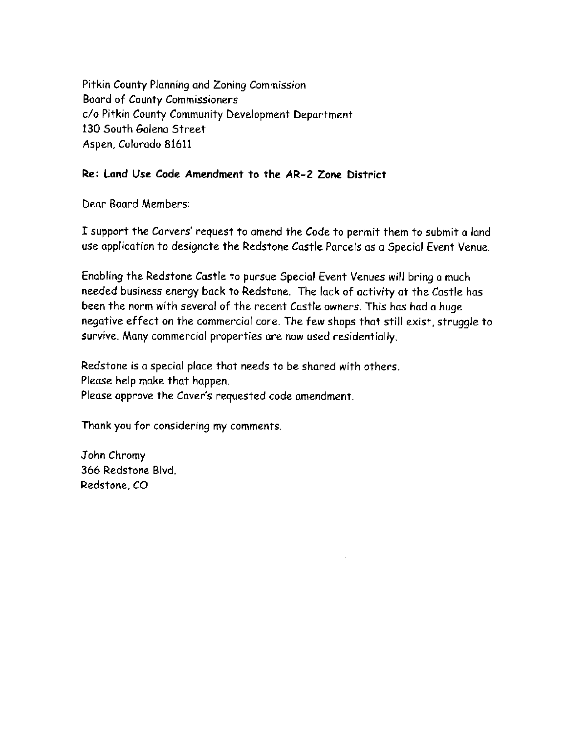Pitkin County Planning and Zoning Commission
Board of County Commissioners
c/o Pitkin County Community Development Department
130 South Galena Street
Aspen, Colorado 81611

**Re: Land Use Code Amendment to the AR-2 Zone District**

Dear Board Members:

I support the Carvers' request to amend the Code to permit them to submit a land use application to designate the Redstone Castle Parcels as a Special Event Venue.

Enabling the Redstone Castle to pursue Special Event Venues will bring a much needed business energy back to Redstone. The lack of activity at the Castle has been the norm with several of the recent Castle owners. This has had a huge negative effect on the commercial core. The few shops that still exist, struggle to survive. Many commercial properties are now used residentially.

Redstone is a special place that needs to be shared with others.
Please help make that happen.
Please approve the Caver's requested code amendment.

Thank you for considering my comments.

John Chromy
366 Redstone Blvd.
Redstone, CO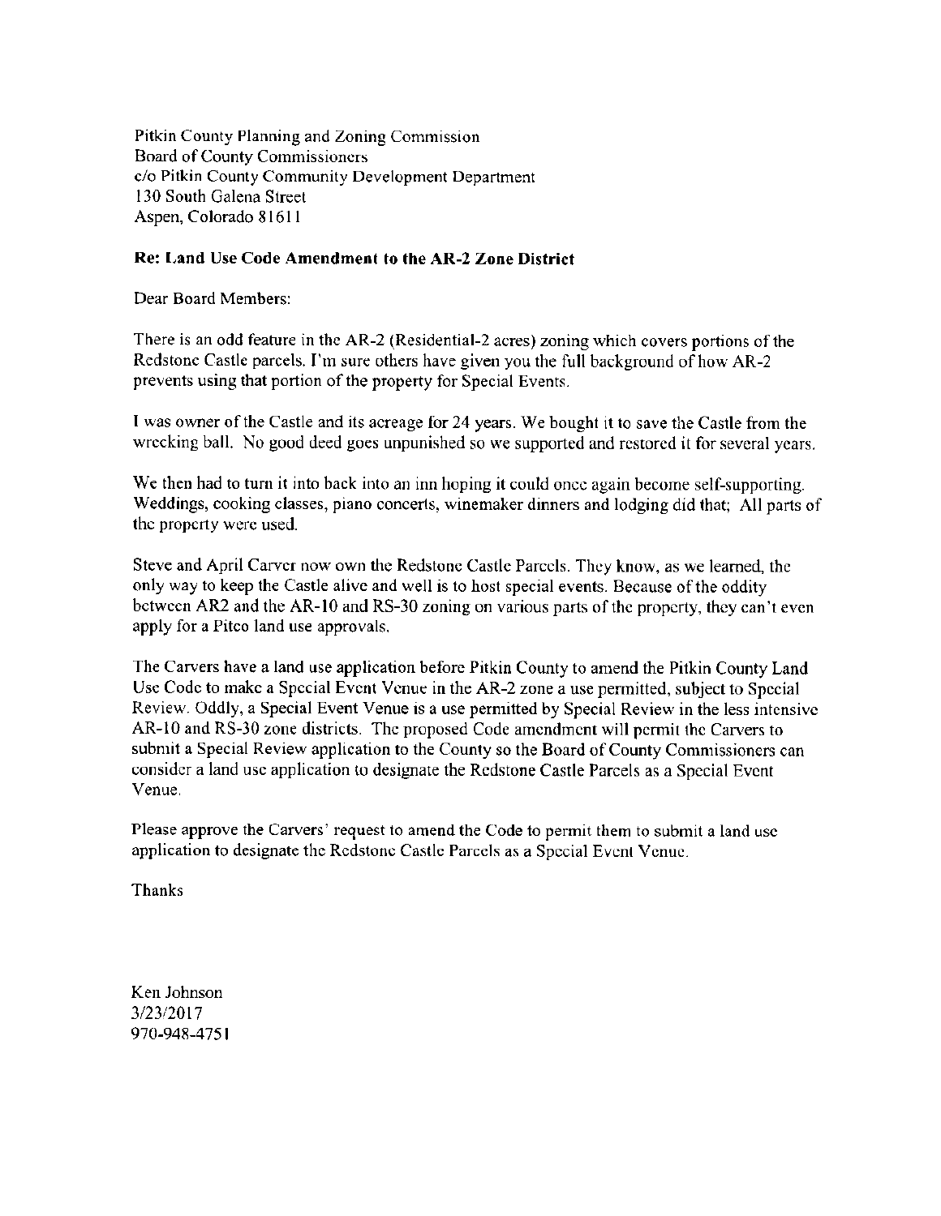Pitkin County Planning and Zoning Commission
Board of County Commissioners
c/o Pitkin County Community Development Department
130 South Galena Street
Aspen, Colorado 81611

**Re: Land Use Code Amendment to the AR-2 Zone District**

Dear Board Members:

There is an odd feature in the AR-2 (Residential-2 acres) zoning which covers portions of the Redstone Castle parcels. I'm sure others have given you the full background of how AR-2 prevents using that portion of the property for Special Events.

I was owner of the Castle and its acreage for 24 years. We bought it to save the Castle from the wrecking ball. No good deed goes unpunished so we supported and restored it for several years.

We then had to turn it into back into an inn hoping it could once again become self-supporting. Weddings, cooking classes, piano concerts, winemaker dinners and lodging did that; All parts of the property were used.

Steve and April Carver now own the Redstone Castle Parcels. They know, as we learned, the only way to keep the Castle alive and well is to host special events. Because of the oddity between AR2 and the AR-10 and RS-30 zoning on various parts of the property, they can't even apply for a Pitco land use approvals.

The Carvers have a land use application before Pitkin County to amend the Pitkin County Land Use Code to make a Special Event Venue in the AR-2 zone a use permitted, subject to Special Review. Oddly, a Special Event Venue is a use permitted by Special Review in the less intensive AR-10 and RS-30 zone districts. The proposed Code amendment will permit the Carvers to submit a Special Review application to the County so the Board of County Commissioners can consider a land use application to designate the Redstone Castle Parcels as a Special Event Venue.

Please approve the Carvers' request to amend the Code to permit them to submit a land use application to designate the Redstone Castle Parcels as a Special Event Venue.

Thanks

Ken Johnson
3/23/2017
970-948-4751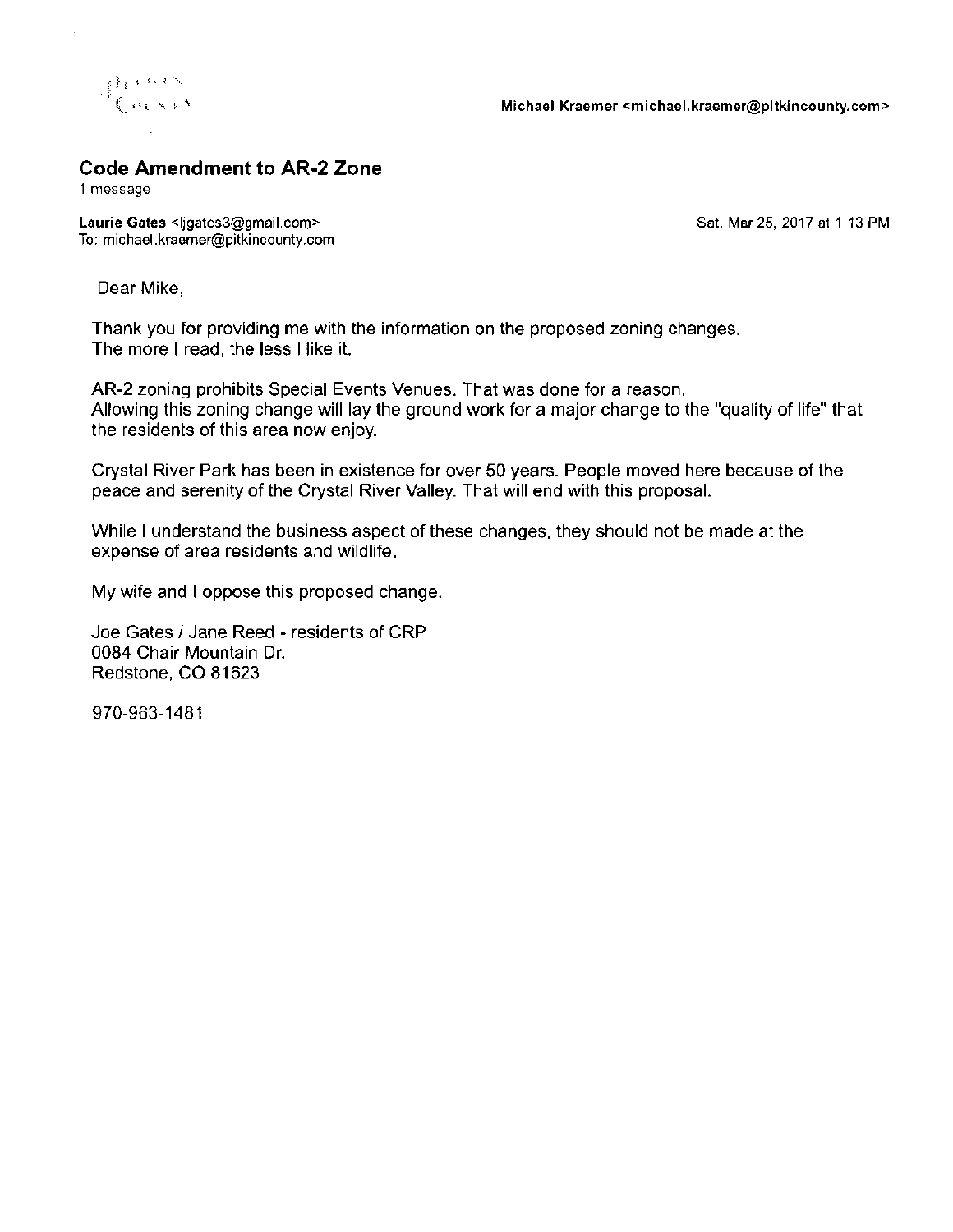Michael Kraemer <michael.kraemer@pitkincounty.com>

## Code Amendment to AR-2 Zone

1 message

**Laurie Gates** <ljgates3@gmail.com>  
To: michael.kraemer@pitkincounty.com

Sat, Mar 25, 2017 at 1:13 PM

Dear Mike,

Thank you for providing me with the information on the proposed zoning changes.  
The more I read, the less I like it.

AR-2 zoning prohibits Special Events Venues. That was done for a reason.  
Allowing this zoning change will lay the ground work for a major change to the "quality of life" that the residents of this area now enjoy.

Crystal River Park has been in existence for over 50 years. People moved here because of the peace and serenity of the Crystal River Valley. That will end with this proposal.

While I understand the business aspect of these changes, they should not be made at the expense of area residents and wildlife.

My wife and I oppose this proposed change.

Joe Gates / Jane Reed - residents of CRP  
0084 Chair Mountain Dr.  
Redstone, CO 81623

970-963-1481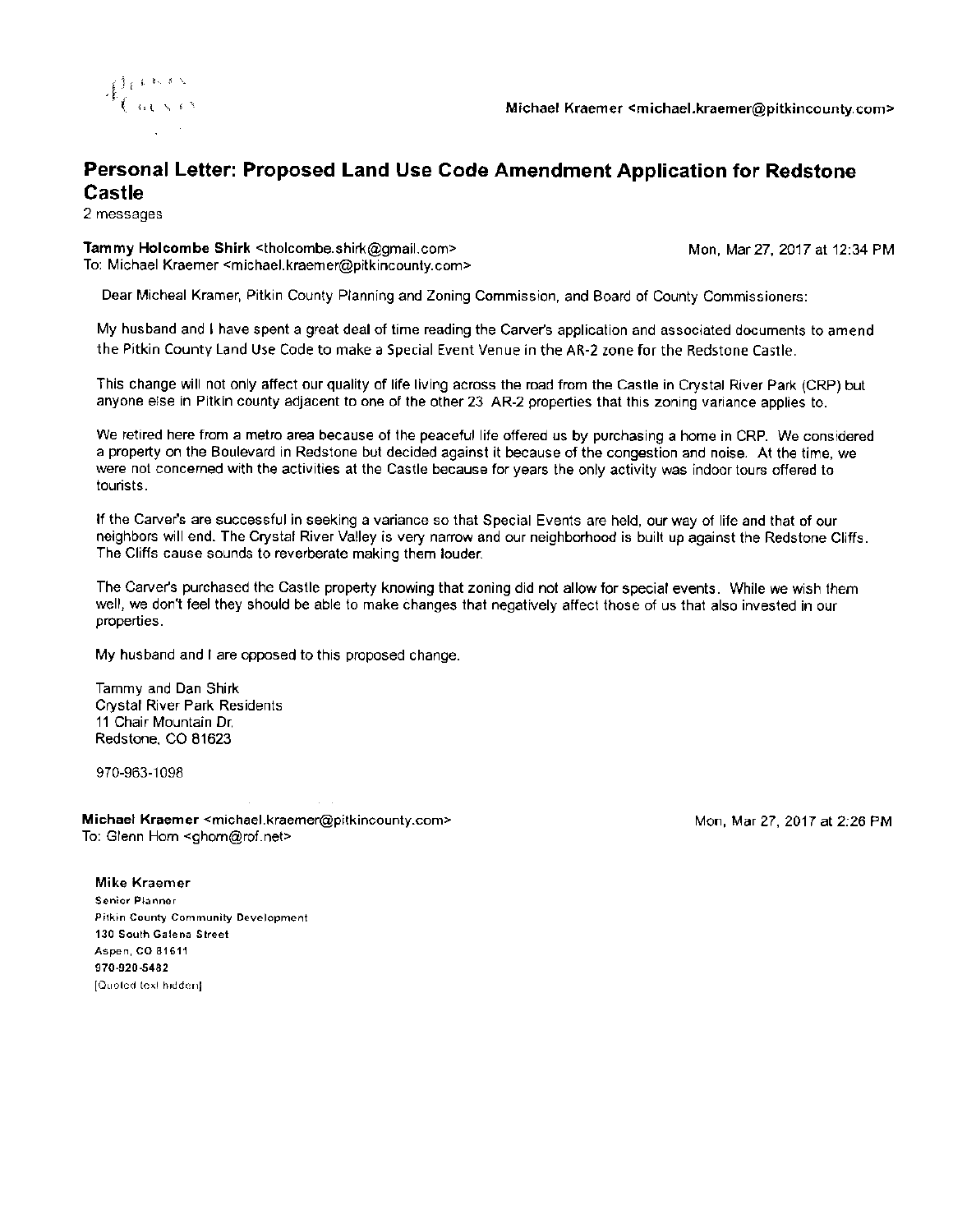Michael Kraemer <michael.kraemer@pitkincounty.com>

# Personal Letter: Proposed Land Use Code Amendment Application for Redstone Castle

2 messages

**Tammy Holcombe Shirk** <tholcombe.shirk@gmail.com> Mon, Mar 27, 2017 at 12:34 PM
To: Michael Kraemer <michael.kraemer@pitkincounty.com>

Dear Micheal Kramer, Pitkin County Planning and Zoning Commission, and Board of County Commissioners:

My husband and I have spent a great deal of time reading the Carver's application and associated documents to amend the Pitkin County Land Use Code to make a Special Event Venue in the AR-2 zone for the Redstone Castle.

This change will not only affect our quality of life living across the road from the Castle in Crystal River Park (CRP) but anyone else in Pitkin county adjacent to one of the other 23 AR-2 properties that this zoning variance applies to.

We retired here from a metro area because of the peaceful life offered us by purchasing a home in CRP. We considered a property on the Boulevard in Redstone but decided against it because of the congestion and noise. At the time, we were not concerned with the activities at the Castle because for years the only activity was indoor tours offered to tourists.

If the Carver's are successful in seeking a variance so that Special Events are held, our way of life and that of our neighbors will end. The Crystal River Valley is very narrow and our neighborhood is built up against the Redstone Cliffs. The Cliffs cause sounds to reverberate making them louder.

The Carver's purchased the Castle property knowing that zoning did not allow for special events. While we wish them well, we don't feel they should be able to make changes that negatively affect those of us that also invested in our properties.

My husband and I are opposed to this proposed change.

Tammy and Dan Shirk
Crystal River Park Residents
11 Chair Mountain Dr.
Redstone, CO 81623

970-963-1098

**Michael Kraemer** <michael.kraemer@pitkincounty.com> Mon, Mar 27, 2017 at 2:26 PM
To: Glenn Horn <ghorn@rof.net>

**Mike Kraemer**
Senior Planner
Pitkin County Community Development
130 South Galena Street
Aspen, CO 81611
970-920-5482
[Quoted text hidden]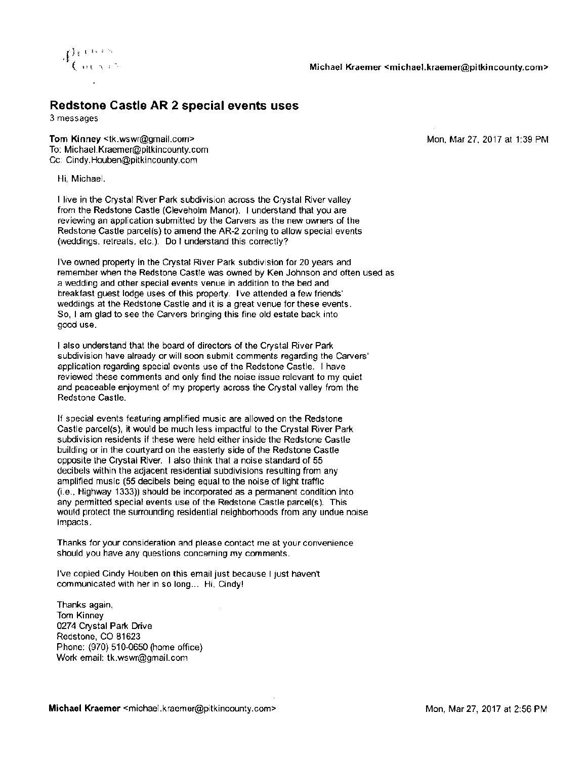Michael Kraemer <michael.kraemer@pitkincounty.com>

# Redstone Castle AR 2 special events uses

3 messages

**Tom Kinney** <tk.wswr@gmail.com> Mon, Mar 27, 2017 at 1:39 PM
To: Michael.Kraemer@pitkincounty.com
Cc: Cindy.Houben@pitkincounty.com

Hi, Michael.

I live in the Crystal River Park subdivision across the Crystal River valley from the Redstone Castle (Cleveholm Manor). I understand that you are reviewing an application submitted by the Carvers as the new owners of the Redstone Castle parcel(s) to amend the AR-2 zoning to allow special events (weddings, retreats, etc.). Do I understand this correctly?

I've owned property in the Crystal River Park subdivision for 20 years and remember when the Redstone Castle was owned by Ken Johnson and often used as a wedding and other special events venue in addition to the bed and breakfast guest lodge uses of this property. I've attended a few friends' weddings at the Redstone Castle and it is a great venue for these events. So, I am glad to see the Carvers bringing this fine old estate back into good use.

I also understand that the board of directors of the Crystal River Park subdivision have already or will soon submit comments regarding the Carvers' application regarding special events use of the Redstone Castle. I have reviewed these comments and only find the noise issue relevant to my quiet and peaceable enjoyment of my property across the Crystal valley from the Redstone Castle.

If special events featuring amplified music are allowed on the Redstone Castle parcel(s), it would be much less impactful to the Crystal River Park subdivision residents if these were held either inside the Redstone Castle building or in the courtyard on the easterly side of the Redstone Castle opposite the Crystal River. I also think that a noise standard of 55 decibels within the adjacent residential subdivisions resulting from any amplified music (55 decibels being equal to the noise of light traffic (i.e., Highway 1333)) should be incorporated as a permanent condition into any permitted special events use of the Redstone Castle parcel(s). This would protect the surrounding residential neighborhoods from any undue noise impacts.

Thanks for your consideration and please contact me at your convenience should you have any questions concerning my comments.

I've copied Cindy Houben on this email just because I just haven't communicated with her in so long... Hi, Cindy!

Thanks again,
Tom Kinney
0274 Crystal Park Drive
Redstone, CO 81623
Phone: (970) 510-0650 (home office)
Work email: tk.wswr@gmail.com

**Michael Kraemer** <michael.kraemer@pitkincounty.com> Mon, Mar 27, 2017 at 2:56 PM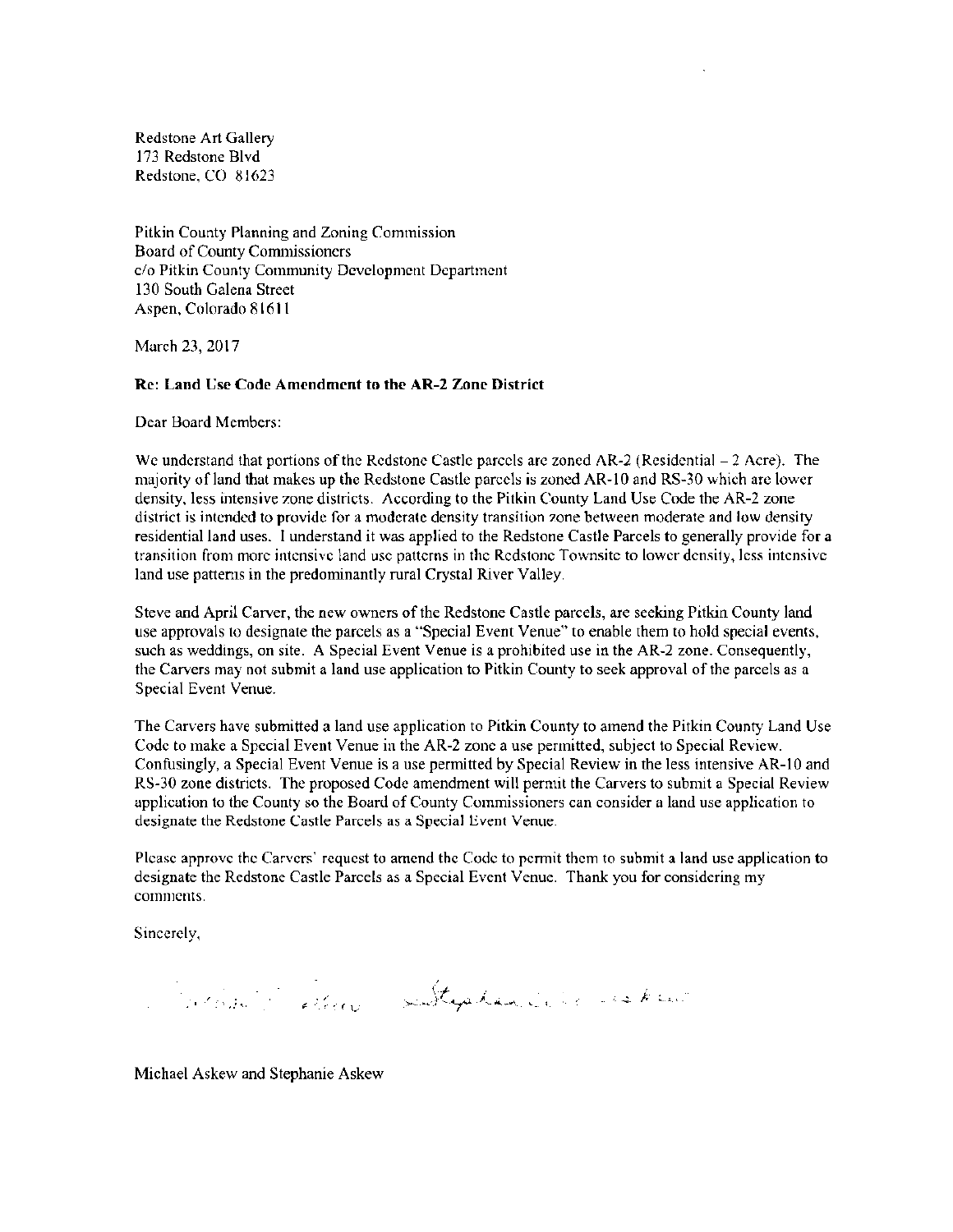Redstone Art Gallery
173 Redstone Blvd
Redstone, CO 81623

Pitkin County Planning and Zoning Commission
Board of County Commissioners
c/o Pitkin County Community Development Department
130 South Galena Street
Aspen, Colorado 81611

March 23, 2017

**Re: Land Use Code Amendment to the AR-2 Zone District**

Dear Board Members:

We understand that portions of the Redstone Castle parcels are zoned AR-2 (Residential – 2 Acre). The majority of land that makes up the Redstone Castle parcels is zoned AR-10 and RS-30 which are lower density, less intensive zone districts. According to the Pitkin County Land Use Code the AR-2 zone district is intended to provide for a moderate density transition zone between moderate and low density residential land uses. I understand it was applied to the Redstone Castle Parcels to generally provide for a transition from more intensive land use patterns in the Redstone Townsite to lower density, less intensive land use patterns in the predominantly rural Crystal River Valley.

Steve and April Carver, the new owners of the Redstone Castle parcels, are seeking Pitkin County land use approvals to designate the parcels as a "Special Event Venue" to enable them to hold special events, such as weddings, on site. A Special Event Venue is a prohibited use in the AR-2 zone. Consequently, the Carvers may not submit a land use application to Pitkin County to seek approval of the parcels as a Special Event Venue.

The Carvers have submitted a land use application to Pitkin County to amend the Pitkin County Land Use Code to make a Special Event Venue in the AR-2 zone a use permitted, subject to Special Review. Confusingly, a Special Event Venue is a use permitted by Special Review in the less intensive AR-10 and RS-30 zone districts. The proposed Code amendment will permit the Carvers to submit a Special Review application to the County so the Board of County Commissioners can consider a land use application to designate the Redstone Castle Parcels as a Special Event Venue.

Please approve the Carvers' request to amend the Code to permit them to submit a land use application to designate the Redstone Castle Parcels as a Special Event Venue. Thank you for considering my comments.

Sincerely,

Michael Askew and Stephanie Askew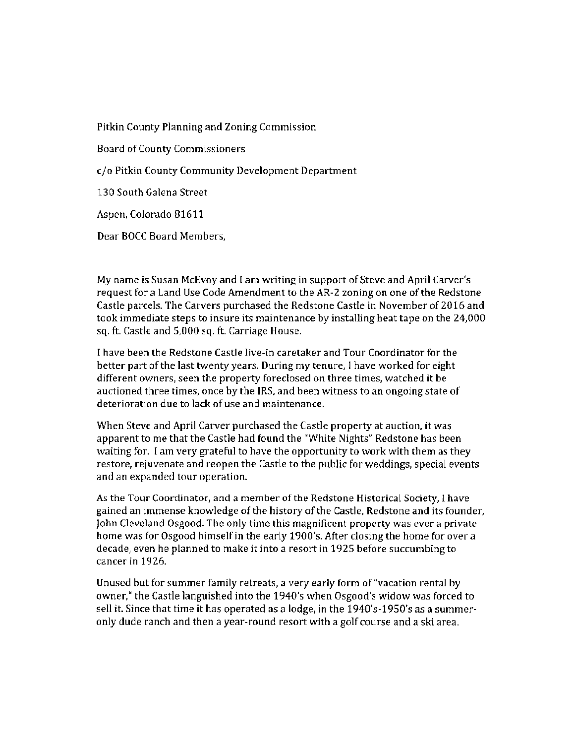Pitkin County Planning and Zoning Commission

Board of County Commissioners

c/o Pitkin County Community Development Department

130 South Galena Street

Aspen, Colorado 81611

Dear BOCC Board Members,

My name is Susan McEvoy and I am writing in support of Steve and April Carver's request for a Land Use Code Amendment to the AR-2 zoning on one of the Redstone Castle parcels. The Carvers purchased the Redstone Castle in November of 2016 and took immediate steps to insure its maintenance by installing heat tape on the 24,000 sq. ft. Castle and 5,000 sq. ft. Carriage House.

I have been the Redstone Castle live-in caretaker and Tour Coordinator for the better part of the last twenty years. During my tenure, I have worked for eight different owners, seen the property foreclosed on three times, watched it be auctioned three times, once by the IRS, and been witness to an ongoing state of deterioration due to lack of use and maintenance.

When Steve and April Carver purchased the Castle property at auction, it was apparent to me that the Castle had found the "White Nights" Redstone has been waiting for. I am very grateful to have the opportunity to work with them as they restore, rejuvenate and reopen the Castle to the public for weddings, special events and an expanded tour operation.

As the Tour Coordinator, and a member of the Redstone Historical Society, I have gained an immense knowledge of the history of the Castle, Redstone and its founder, John Cleveland Osgood. The only time this magnificent property was ever a private home was for Osgood himself in the early 1900's. After closing the home for over a decade, even he planned to make it into a resort in 1925 before succumbing to cancer in 1926.

Unused but for summer family retreats, a very early form of "vacation rental by owner," the Castle languished into the 1940's when Osgood's widow was forced to sell it. Since that time it has operated as a lodge, in the 1940's-1950's as a summer-only dude ranch and then a year-round resort with a golf course and a ski area.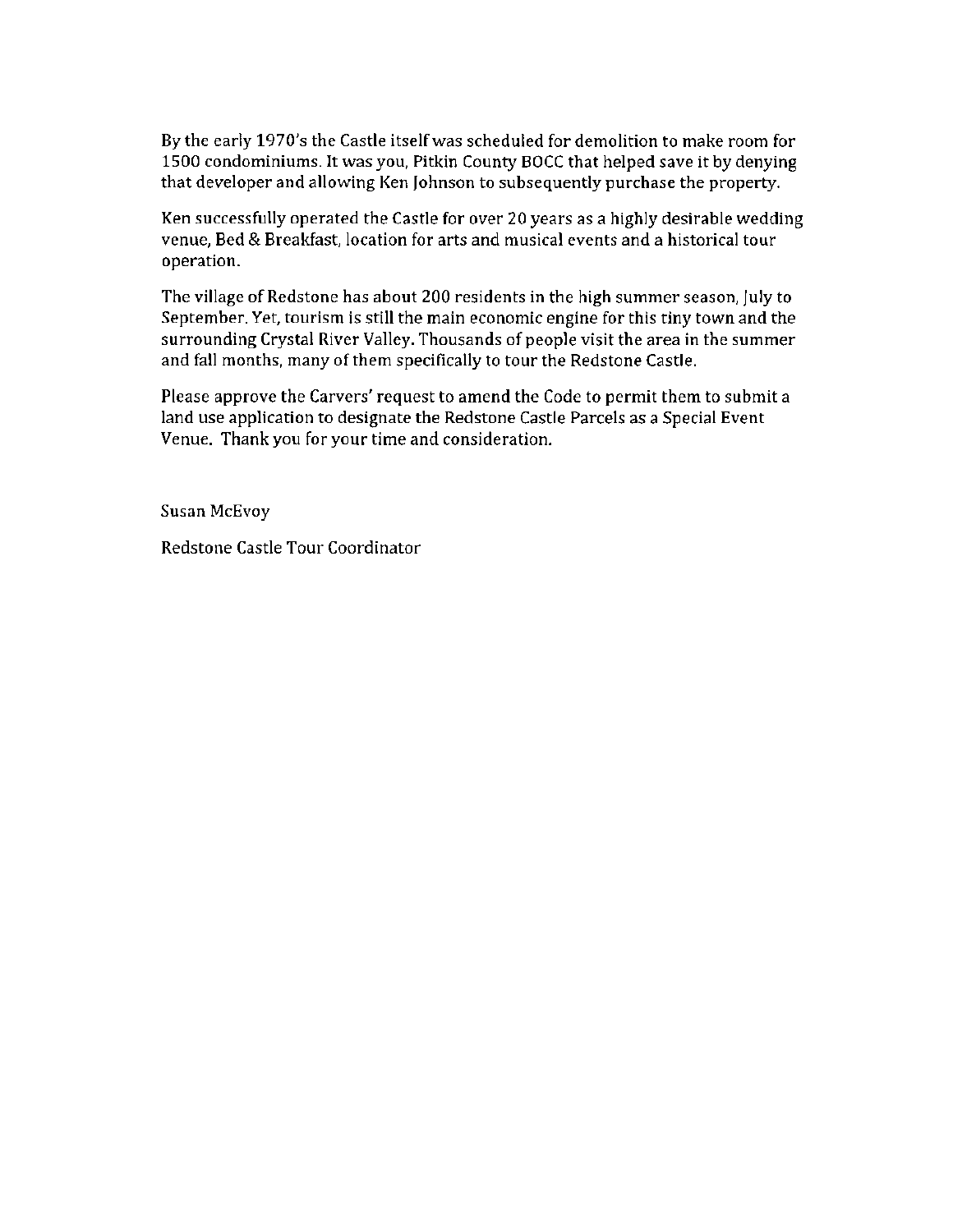By the early 1970's the Castle itself was scheduled for demolition to make room for 1500 condominiums. It was you, Pitkin County BOCC that helped save it by denying that developer and allowing Ken Johnson to subsequently purchase the property.

Ken successfully operated the Castle for over 20 years as a highly desirable wedding venue, Bed & Breakfast, location for arts and musical events and a historical tour operation.

The village of Redstone has about 200 residents in the high summer season, July to September. Yet, tourism is still the main economic engine for this tiny town and the surrounding Crystal River Valley. Thousands of people visit the area in the summer and fall months, many of them specifically to tour the Redstone Castle.

Please approve the Carvers' request to amend the Code to permit them to submit a land use application to designate the Redstone Castle Parcels as a Special Event Venue. Thank you for your time and consideration.

Susan McEvoy

Redstone Castle Tour Coordinator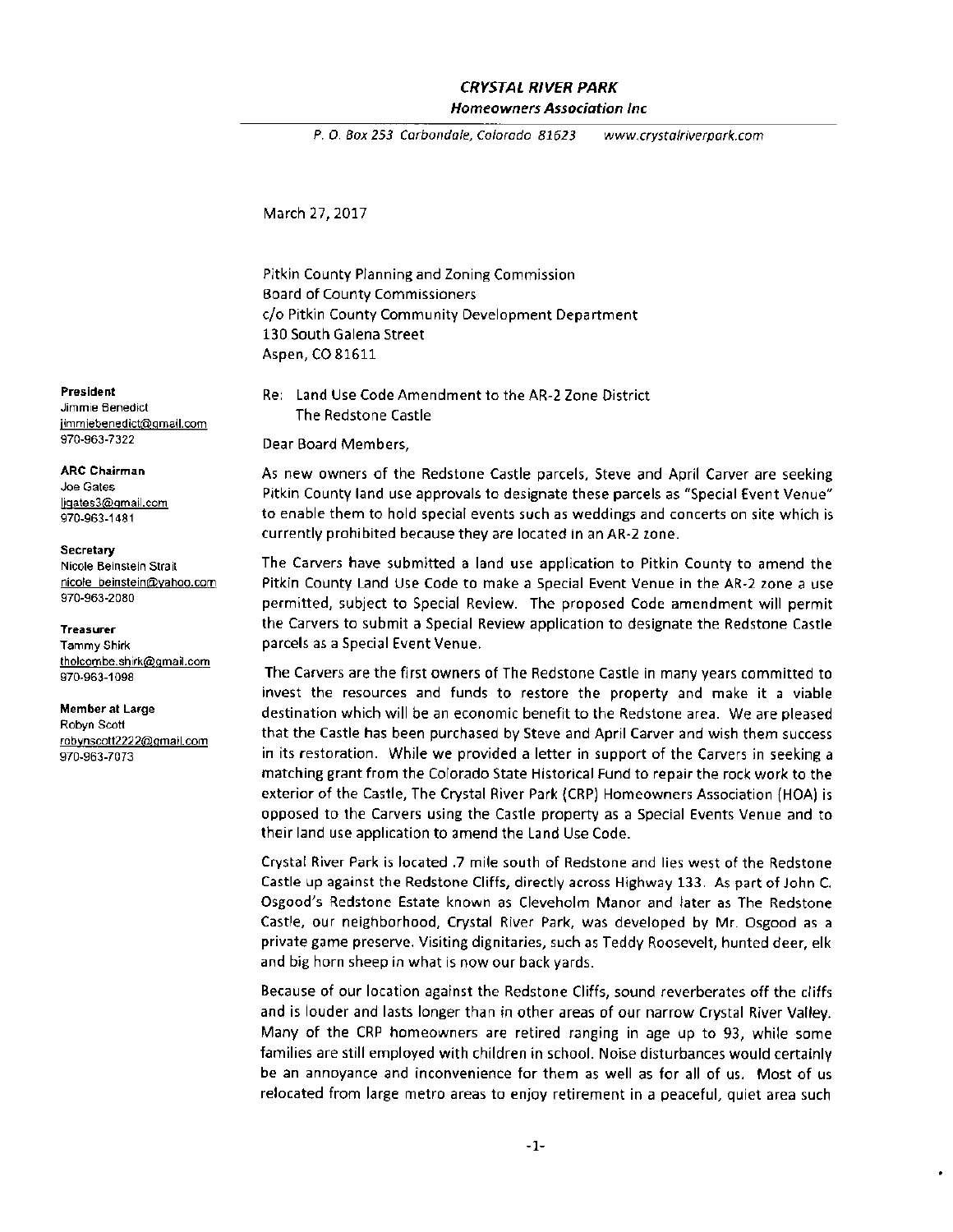***CRYSTAL RIVER PARK***

***Homeowners Association Inc***

*P. O. Box 253 Carbondale, Colorado 81623 www.crystalriverpark.com*

**President**
Jimmie Benedict
jimmiebenedict@gmail.com
970-963-7322

**ARC Chairman**
Joe Gates
ljgates3@gmail.com
970-963-1481

**Secretary**
Nicole Beinstein Strait
nicole_beinstein@yahoo.com
970-963-2080

**Treasurer**
Tammy Shirk
tholcombe.shirk@gmail.com
970-963-1098

**Member at Large**
Robyn Scott
robynscott2222@gmail.com
970-963-7073

March 27, 2017

Pitkin County Planning and Zoning Commission
Board of County Commissioners
c/o Pitkin County Community Development Department
130 South Galena Street
Aspen, CO 81611

Re: Land Use Code Amendment to the AR-2 Zone District
The Redstone Castle

Dear Board Members,

As new owners of the Redstone Castle parcels, Steve and April Carver are seeking Pitkin County land use approvals to designate these parcels as "Special Event Venue" to enable them to hold special events such as weddings and concerts on site which is currently prohibited because they are located in an AR-2 zone.

The Carvers have submitted a land use application to Pitkin County to amend the Pitkin County Land Use Code to make a Special Event Venue in the AR-2 zone a use permitted, subject to Special Review. The proposed Code amendment will permit the Carvers to submit a Special Review application to designate the Redstone Castle parcels as a Special Event Venue.

The Carvers are the first owners of The Redstone Castle in many years committed to invest the resources and funds to restore the property and make it a viable destination which will be an economic benefit to the Redstone area. We are pleased that the Castle has been purchased by Steve and April Carver and wish them success in its restoration. While we provided a letter in support of the Carvers in seeking a matching grant from the Colorado State Historical Fund to repair the rock work to the exterior of the Castle, The Crystal River Park (CRP) Homeowners Association (HOA) is opposed to the Carvers using the Castle property as a Special Events Venue and to their land use application to amend the Land Use Code.

Crystal River Park is located .7 mile south of Redstone and lies west of the Redstone Castle up against the Redstone Cliffs, directly across Highway 133. As part of John C. Osgood's Redstone Estate known as Cleveholm Manor and later as The Redstone Castle, our neighborhood, Crystal River Park, was developed by Mr. Osgood as a private game preserve. Visiting dignitaries, such as Teddy Roosevelt, hunted deer, elk and big horn sheep in what is now our back yards.

Because of our location against the Redstone Cliffs, sound reverberates off the cliffs and is louder and lasts longer than in other areas of our narrow Crystal River Valley. Many of the CRP homeowners are retired ranging in age up to 93, while some families are still employed with children in school. Noise disturbances would certainly be an annoyance and inconvenience for them as well as for all of us. Most of us relocated from large metro areas to enjoy retirement in a peaceful, quiet area such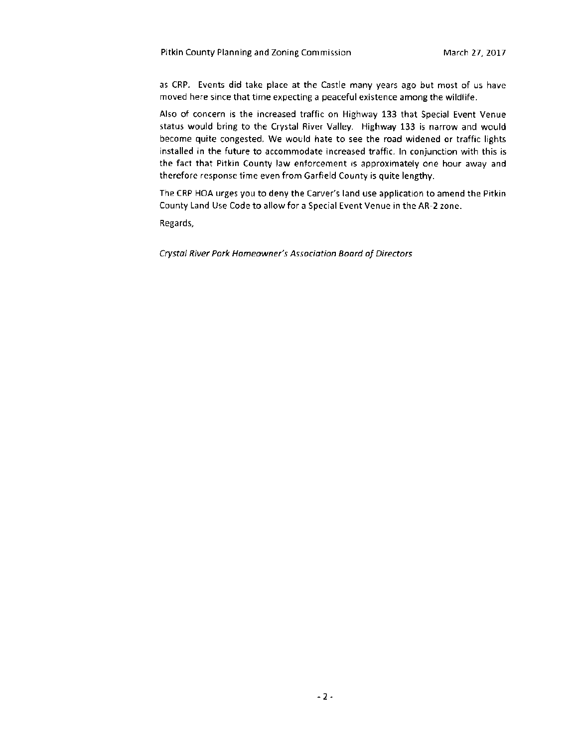as CRP. Events did take place at the Castle many years ago but most of us have moved here since that time expecting a peaceful existence among the wildlife.

Also of concern is the increased traffic on Highway 133 that Special Event Venue status would bring to the Crystal River Valley. Highway 133 is narrow and would become quite congested. We would hate to see the road widened or traffic lights installed in the future to accommodate increased traffic. In conjunction with this is the fact that Pitkin County law enforcement is approximately one hour away and therefore response time even from Garfield County is quite lengthy.

The CRP HOA urges you to deny the Carver's land use application to amend the Pitkin County Land Use Code to allow for a Special Event Venue in the AR-2 zone.

Regards,

*Crystal River Park Homeowner's Association Board of Directors*